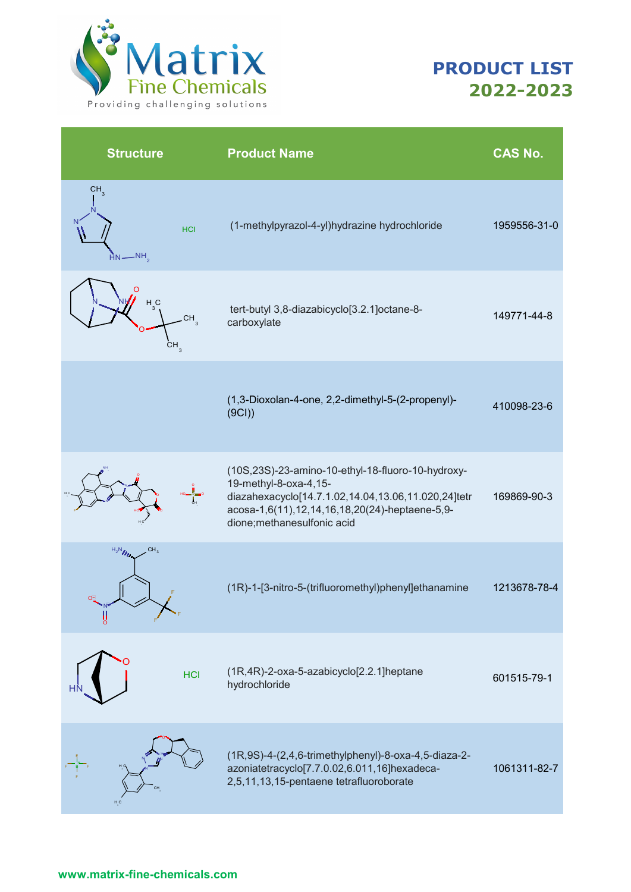# PRODUCT LIST 2022-2023

Matrix Fine Chemicals — Providing challenging solutions

| Structure | Product Name | CAS No. |
|---|---|---|
| HCl | (1-methylpyrazol-4-yl)hydrazine hydrochloride | 1959556-31-0 |
| | tert-butyl 3,8-diazabicyclo[3.2.1]octane-8-carboxylate | 149771-44-8 |
| | (1,3-Dioxolan-4-one, 2,2-dimethyl-5-(2-propenyl)-(9CI)) | 410098-23-6 |
| | (10S,23S)-23-amino-10-ethyl-18-fluoro-10-hydroxy-19-methyl-8-oxa-4,15-diazahexacyclo[14.7.1.02,14.04,13.06,11.020,24]tetracosa-1,6(11),12,14,16,18,20(24)-heptaene-5,9-dione;methanesulfonic acid | 169869-90-3 |
| | (1R)-1-[3-nitro-5-(trifluoromethyl)phenyl]ethanamine | 1213678-78-4 |
| HCl | (1R,4R)-2-oxa-5-azabicyclo[2.2.1]heptane hydrochloride | 601515-79-1 |
| | (1R,9S)-4-(2,4,6-trimethylphenyl)-8-oxa-4,5-diaza-2-azoniatetracyclo[7.7.0.02,6.011,16]hexadeca-2,5,11,13,15-pentaene tetrafluoroborate | 1061311-82-7 |

www.matrix-fine-chemicals.com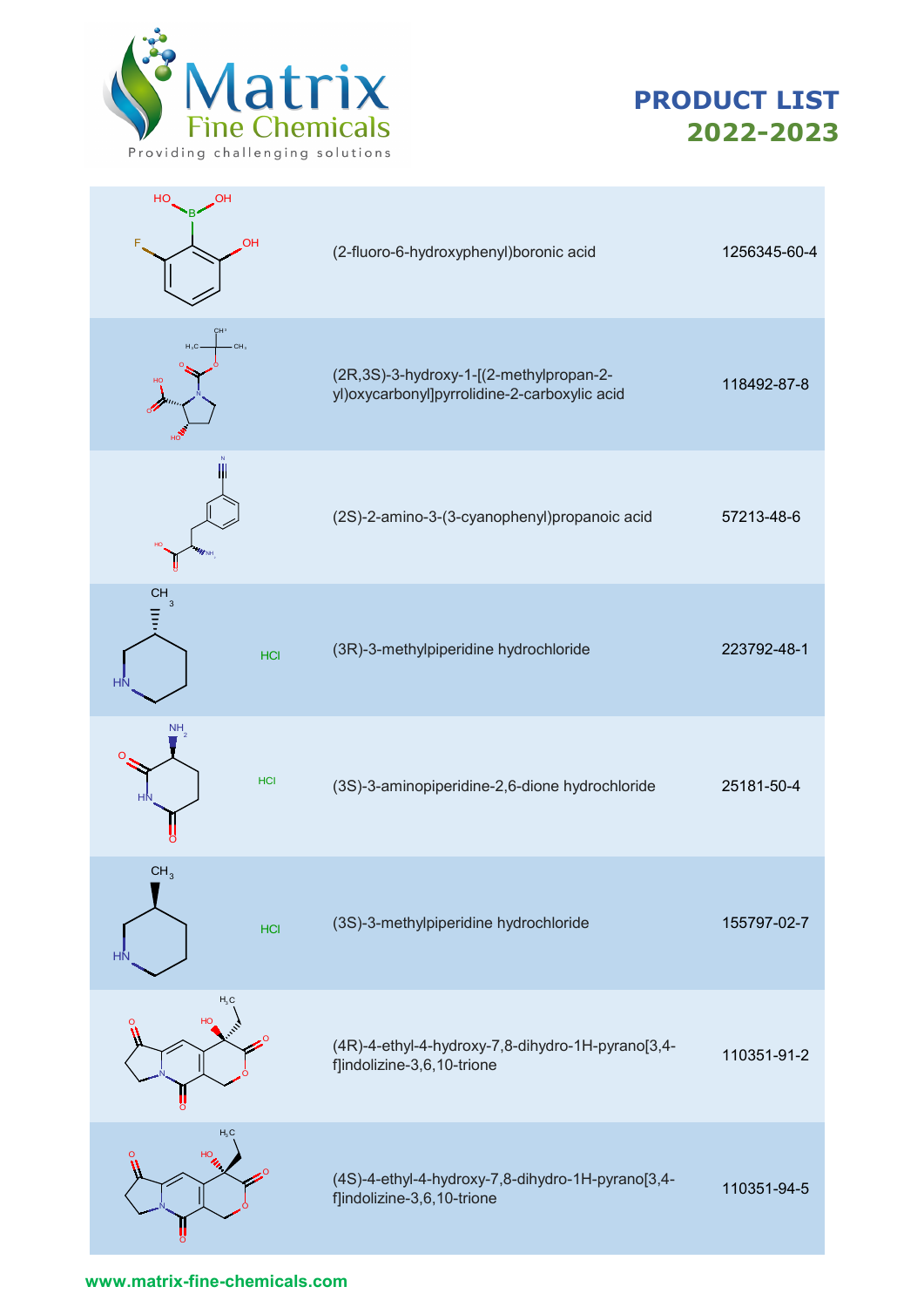# PRODUCT LIST 2022-2023

| Structure | Name | CAS |
|---|---|---|
| | (2-fluoro-6-hydroxyphenyl)boronic acid | 1256345-60-4 |
| | (2R,3S)-3-hydroxy-1-[(2-methylpropan-2-yl)oxycarbonyl]pyrrolidine-2-carboxylic acid | 118492-87-8 |
| | (2S)-2-amino-3-(3-cyanophenyl)propanoic acid | 57213-48-6 |
| HCl | (3R)-3-methylpiperidine hydrochloride | 223792-48-1 |
| HCl | (3S)-3-aminopiperidine-2,6-dione hydrochloride | 25181-50-4 |
| HCl | (3S)-3-methylpiperidine hydrochloride | 155797-02-7 |
| | (4R)-4-ethyl-4-hydroxy-7,8-dihydro-1H-pyrano[3,4-f]indolizine-3,6,10-trione | 110351-91-2 |
| | (4S)-4-ethyl-4-hydroxy-7,8-dihydro-1H-pyrano[3,4-f]indolizine-3,6,10-trione | 110351-94-5 |

www.matrix-fine-chemicals.com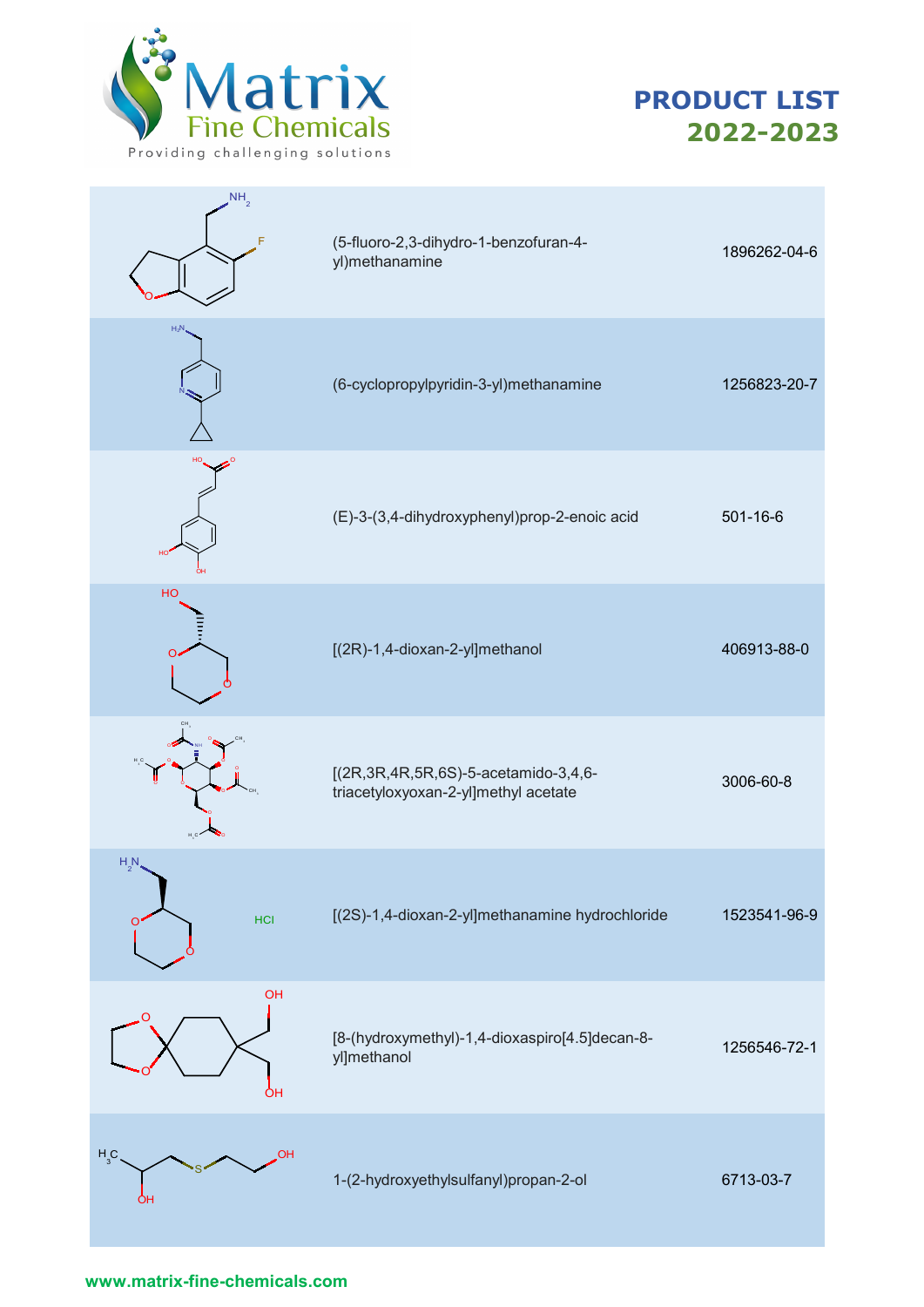# PRODUCT LIST 2022-2023

| Structure | Name | CAS |
|---|---|---|
| | (5-fluoro-2,3-dihydro-1-benzofuran-4-yl)methanamine | 1896262-04-6 |
| | (6-cyclopropylpyridin-3-yl)methanamine | 1256823-20-7 |
| | (E)-3-(3,4-dihydroxyphenyl)prop-2-enoic acid | 501-16-6 |
| | [(2R)-1,4-dioxan-2-yl]methanol | 406913-88-0 |
| | [(2R,3R,4R,5R,6S)-5-acetamido-3,4,6-triacetyloxyoxan-2-yl]methyl acetate | 3006-60-8 |
| HCl | [(2S)-1,4-dioxan-2-yl]methanamine hydrochloride | 1523541-96-9 |
| | [8-(hydroxymethyl)-1,4-dioxaspiro[4.5]decan-8-yl]methanol | 1256546-72-1 |
| | 1-(2-hydroxyethylsulfanyl)propan-2-ol | 6713-03-7 |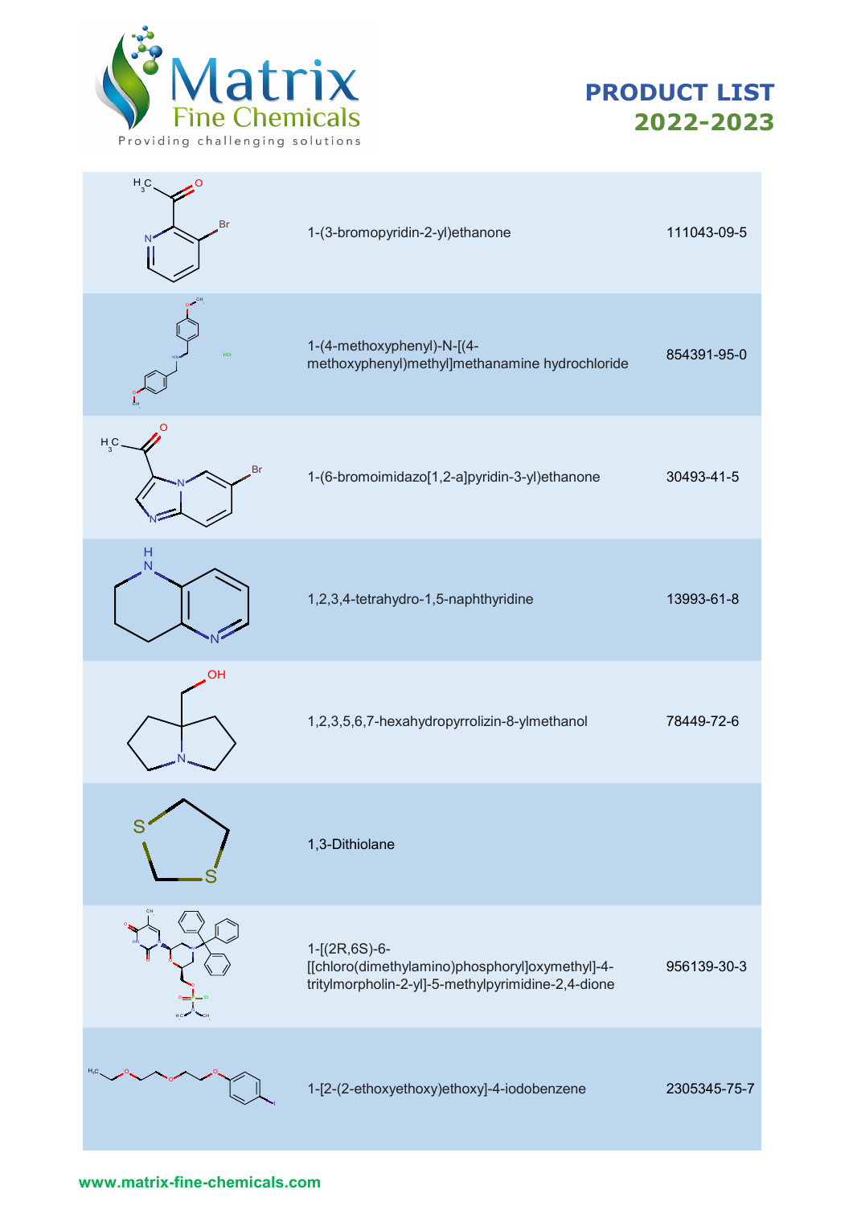# PRODUCT LIST 2022-2023

| Structure | Name | CAS |
| --- | --- | --- |
| | 1-(3-bromopyridin-2-yl)ethanone | 111043-09-5 |
| | 1-(4-methoxyphenyl)-N-[(4-methoxyphenyl)methyl]methanamine hydrochloride | 854391-95-0 |
| | 1-(6-bromoimidazo[1,2-a]pyridin-3-yl)ethanone | 30493-41-5 |
| | 1,2,3,4-tetrahydro-1,5-naphthyridine | 13993-61-8 |
| | 1,2,3,5,6,7-hexahydropyrrolizin-8-ylmethanol | 78449-72-6 |
| | 1,3-Dithiolane | |
| | 1-[(2R,6S)-6-[[chloro(dimethylamino)phosphoryl]oxymethyl]-4-tritylmorpholin-2-yl]-5-methylpyrimidine-2,4-dione | 956139-30-3 |
| | 1-[2-(2-ethoxyethoxy)ethoxy]-4-iodobenzene | 2305345-75-7 |

www.matrix-fine-chemicals.com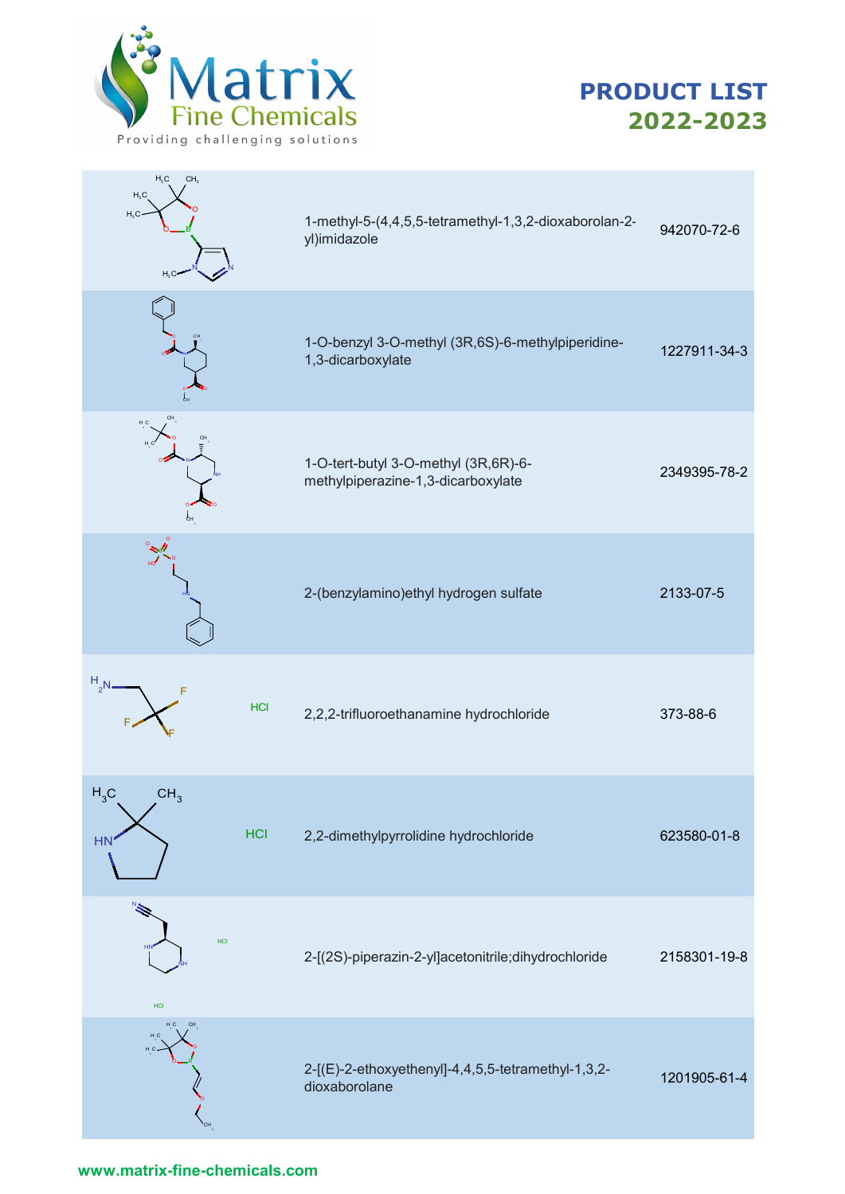| Structure | Name | CAS |
|---|---|---|
| | 1-methyl-5-(4,4,5,5-tetramethyl-1,3,2-dioxaborolan-2-yl)imidazole | 942070-72-6 |
| | 1-O-benzyl 3-O-methyl (3R,6S)-6-methylpiperidine-1,3-dicarboxylate | 1227911-34-3 |
| | 1-O-tert-butyl 3-O-methyl (3R,6R)-6-methylpiperazine-1,3-dicarboxylate | 2349395-78-2 |
| | 2-(benzylamino)ethyl hydrogen sulfate | 2133-07-5 |
| HCl | 2,2,2-trifluoroethanamine hydrochloride | 373-88-6 |
| HCl | 2,2-dimethylpyrrolidine hydrochloride | 623580-01-8 |
| HCl HCl | 2-[(2S)-piperazin-2-yl]acetonitrile;dihydrochloride | 2158301-19-8 |
| | 2-[(E)-2-ethoxyethenyl]-4,4,5,5-tetramethyl-1,3,2-dioxaborolane | 1201905-61-4 |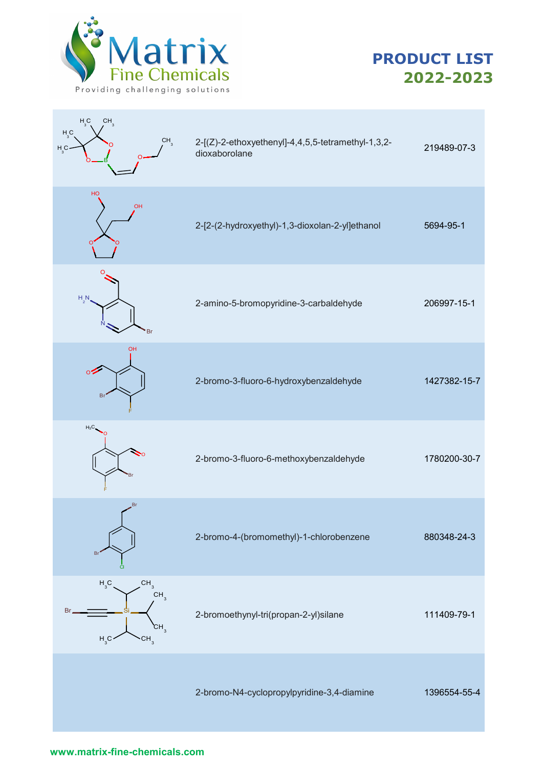# PRODUCT LIST 2022-2023

| Structure | Name | CAS |
|---|---|---|
| | 2-[(Z)-2-ethoxyethenyl]-4,4,5,5-tetramethyl-1,3,2-dioxaborolane | 219489-07-3 |
| | 2-[2-(2-hydroxyethyl)-1,3-dioxolan-2-yl]ethanol | 5694-95-1 |
| | 2-amino-5-bromopyridine-3-carbaldehyde | 206997-15-1 |
| | 2-bromo-3-fluoro-6-hydroxybenzaldehyde | 1427382-15-7 |
| | 2-bromo-3-fluoro-6-methoxybenzaldehyde | 1780200-30-7 |
| | 2-bromo-4-(bromomethyl)-1-chlorobenzene | 880348-24-3 |
| | 2-bromoethynyl-tri(propan-2-yl)silane | 111409-79-1 |
| | 2-bromo-N4-cyclopropylpyridine-3,4-diamine | 1396554-55-4 |

www.matrix-fine-chemicals.com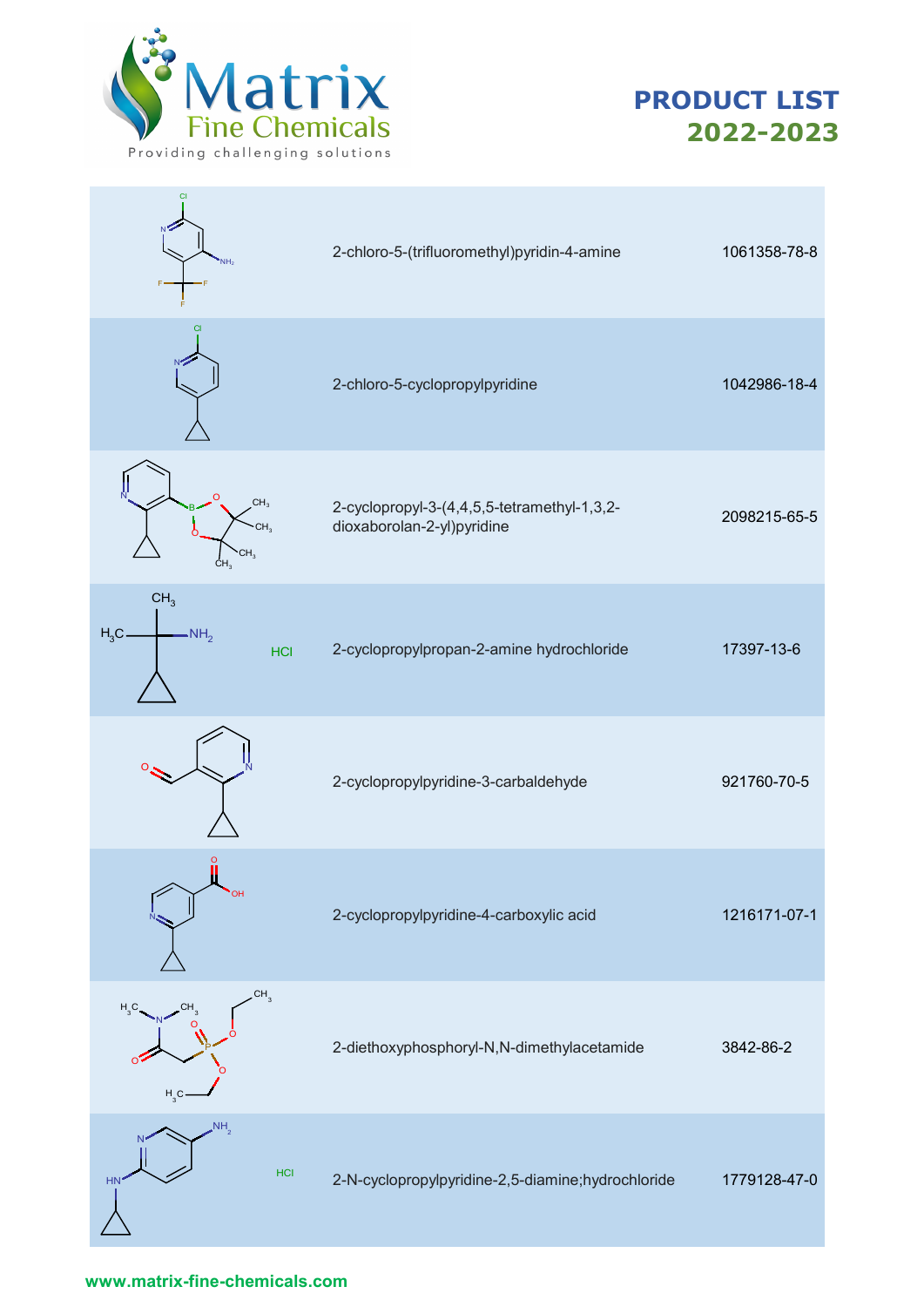| Structure | Name | CAS |
|---|---|---|
| | 2-chloro-5-(trifluoromethyl)pyridin-4-amine | 1061358-78-8 |
| | 2-chloro-5-cyclopropylpyridine | 1042986-18-4 |
| | 2-cyclopropyl-3-(4,4,5,5-tetramethyl-1,3,2-dioxaborolan-2-yl)pyridine | 2098215-65-5 |
| HCl | 2-cyclopropylpropan-2-amine hydrochloride | 17397-13-6 |
| | 2-cyclopropylpyridine-3-carbaldehyde | 921760-70-5 |
| | 2-cyclopropylpyridine-4-carboxylic acid | 1216171-07-1 |
| | 2-diethoxyphosphoryl-N,N-dimethylacetamide | 3842-86-2 |
| HCl | 2-N-cyclopropylpyridine-2,5-diamine;hydrochloride | 1779128-47-0 |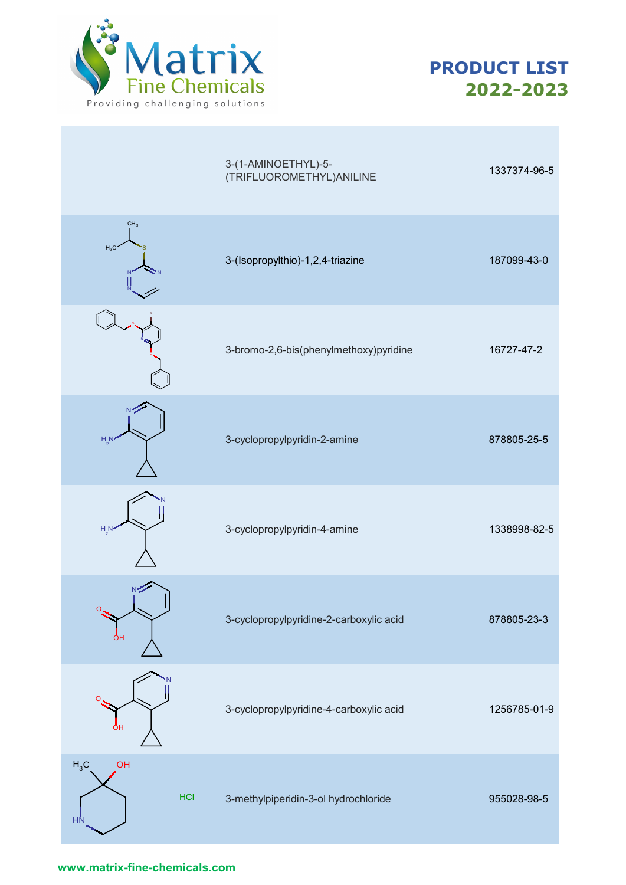| Structure | Name | CAS |
|---|---|---|
| | 3-(1-AMINOETHYL)-5-(TRIFLUOROMETHYL)ANILINE | 1337374-96-5 |
| | 3-(Isopropylthio)-1,2,4-triazine | 187099-43-0 |
| | 3-bromo-2,6-bis(phenylmethoxy)pyridine | 16727-47-2 |
| | 3-cyclopropylpyridin-2-amine | 878805-25-5 |
| | 3-cyclopropylpyridin-4-amine | 1338998-82-5 |
| | 3-cyclopropylpyridine-2-carboxylic acid | 878805-23-3 |
| | 3-cyclopropylpyridine-4-carboxylic acid | 1256785-01-9 |
| HCl | 3-methylpiperidin-3-ol hydrochloride | 955028-98-5 |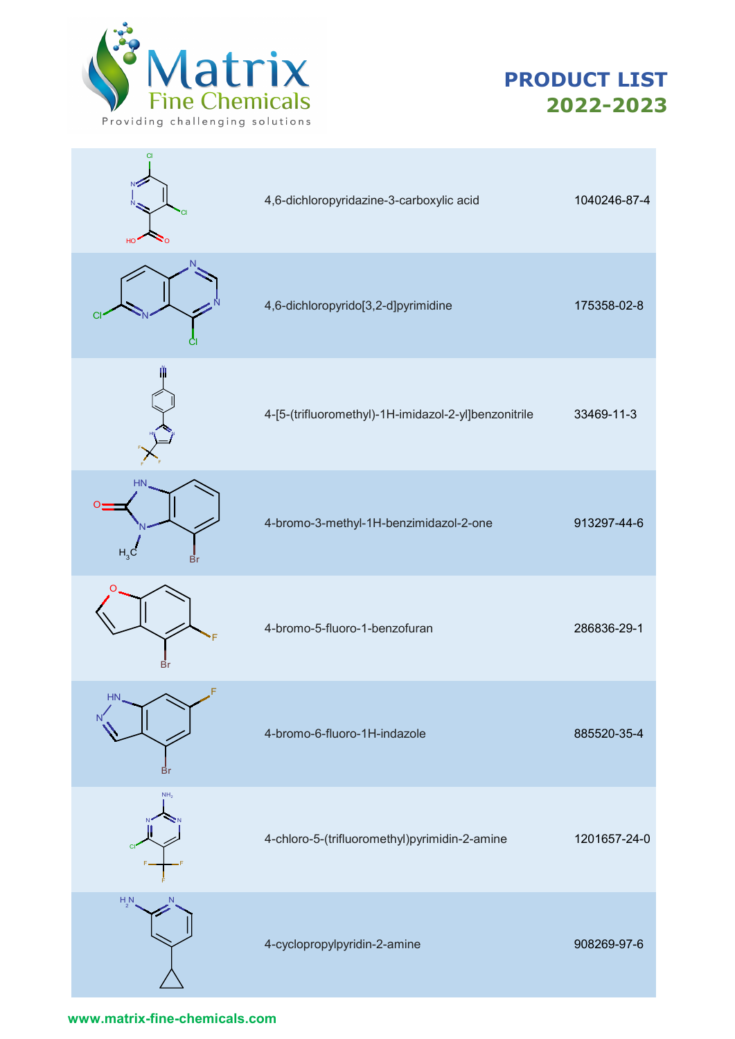# PRODUCT LIST 2022-2023

| Structure | Name | CAS |
| --- | --- | --- |
| | 4,6-dichloropyridazine-3-carboxylic acid | 1040246-87-4 |
| | 4,6-dichloropyrido[3,2-d]pyrimidine | 175358-02-8 |
| | 4-[5-(trifluoromethyl)-1H-imidazol-2-yl]benzonitrile | 33469-11-3 |
| | 4-bromo-3-methyl-1H-benzimidazol-2-one | 913297-44-6 |
| | 4-bromo-5-fluoro-1-benzofuran | 286836-29-1 |
| | 4-bromo-6-fluoro-1H-indazole | 885520-35-4 |
| | 4-chloro-5-(trifluoromethyl)pyrimidin-2-amine | 1201657-24-0 |
| | 4-cyclopropylpyridin-2-amine | 908269-97-6 |

www.matrix-fine-chemicals.com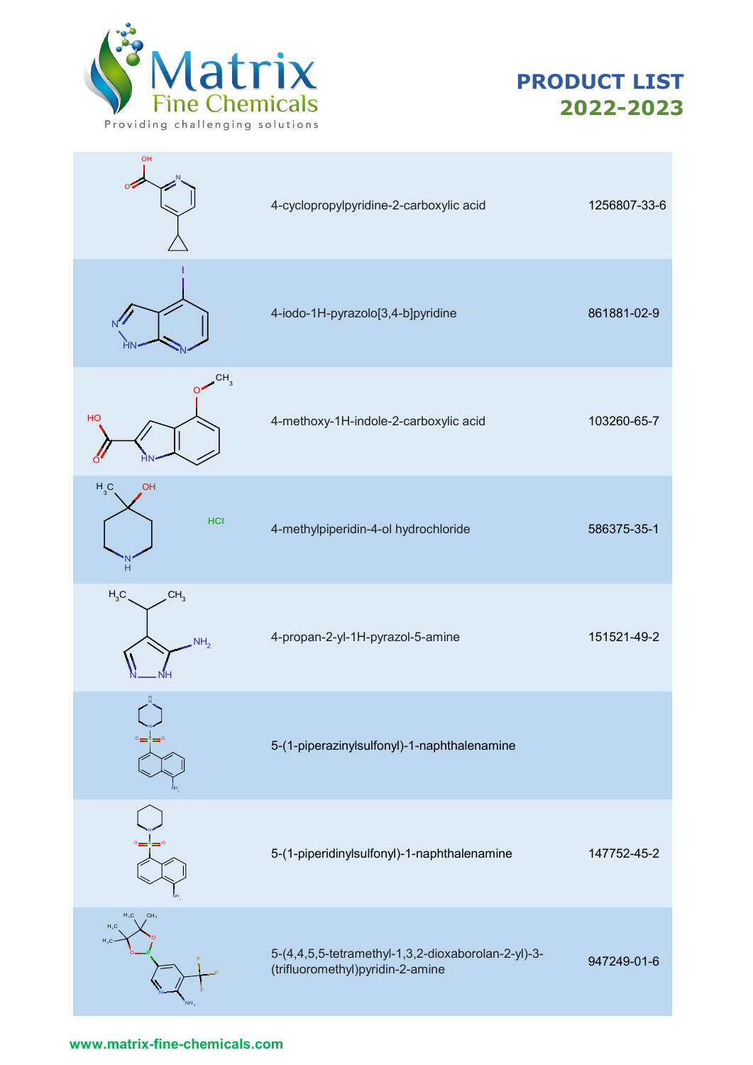# PRODUCT LIST 2022-2023

| Structure | Name | CAS |
| --- | --- | --- |
| | 4-cyclopropylpyridine-2-carboxylic acid | 1256807-33-6 |
| | 4-iodo-1H-pyrazolo[3,4-b]pyridine | 861881-02-9 |
| | 4-methoxy-1H-indole-2-carboxylic acid | 103260-65-7 |
| | 4-methylpiperidin-4-ol hydrochloride | 586375-35-1 |
| | 4-propan-2-yl-1H-pyrazol-5-amine | 151521-49-2 |
| | 5-(1-piperazinylsulfonyl)-1-naphthalenamine | |
| | 5-(1-piperidinylsulfonyl)-1-naphthalenamine | 147752-45-2 |
| | 5-(4,4,5,5-tetramethyl-1,3,2-dioxaborolan-2-yl)-3-(trifluoromethyl)pyridin-2-amine | 947249-01-6 |

www.matrix-fine-chemicals.com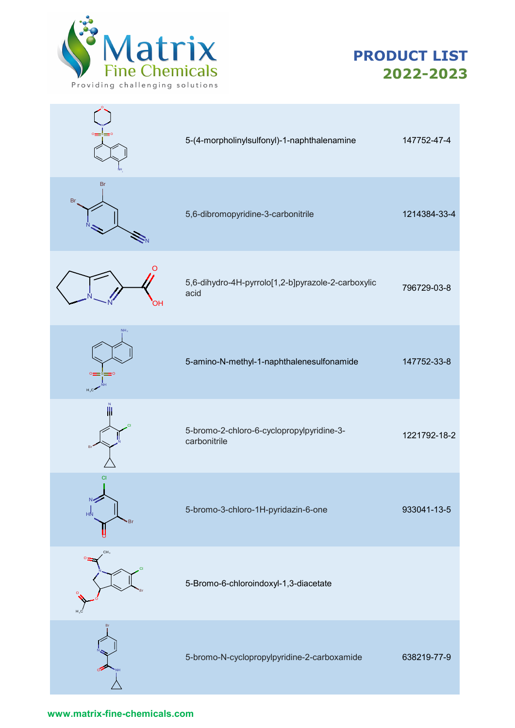# PRODUCT LIST 2022-2023

| Structure | Name | CAS |
|---|---|---|
| | 5-(4-morpholinylsulfonyl)-1-naphthalenamine | 147752-47-4 |
| | 5,6-dibromopyridine-3-carbonitrile | 1214384-33-4 |
| | 5,6-dihydro-4H-pyrrolo[1,2-b]pyrazole-2-carboxylic acid | 796729-03-8 |
| | 5-amino-N-methyl-1-naphthalenesulfonamide | 147752-33-8 |
| | 5-bromo-2-chloro-6-cyclopropylpyridine-3-carbonitrile | 1221792-18-2 |
| | 5-bromo-3-chloro-1H-pyridazin-6-one | 933041-13-5 |
| | 5-Bromo-6-chloroindoxyl-1,3-diacetate | |
| | 5-bromo-N-cyclopropylpyridine-2-carboxamide | 638219-77-9 |

www.matrix-fine-chemicals.com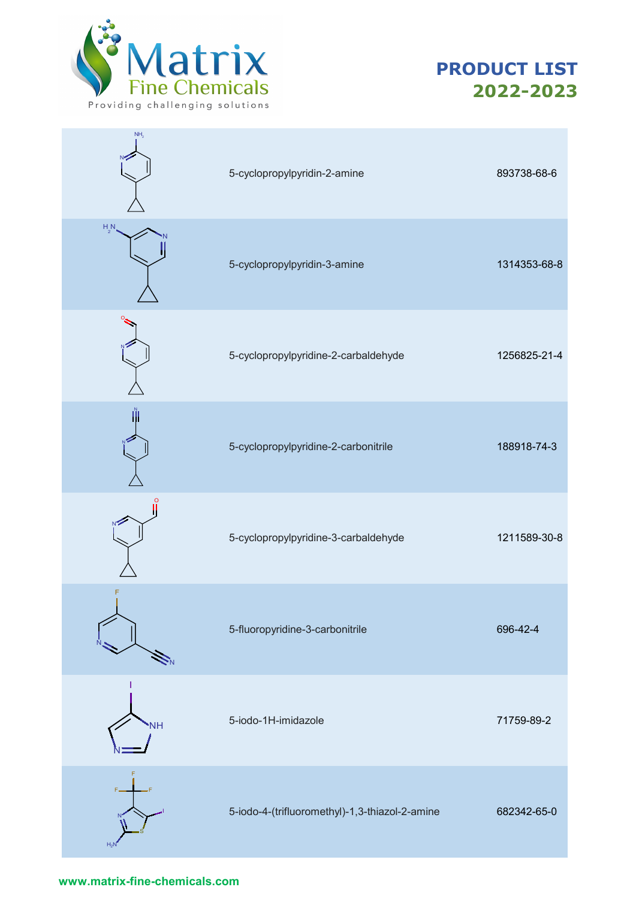| Structure | Name | CAS |
|---|---|---|
| | 5-cyclopropylpyridin-2-amine | 893738-68-6 |
| | 5-cyclopropylpyridin-3-amine | 1314353-68-8 |
| | 5-cyclopropylpyridine-2-carbaldehyde | 1256825-21-4 |
| | 5-cyclopropylpyridine-2-carbonitrile | 188918-74-3 |
| | 5-cyclopropylpyridine-3-carbaldehyde | 1211589-30-8 |
| | 5-fluoropyridine-3-carbonitrile | 696-42-4 |
| | 5-iodo-1H-imidazole | 71759-89-2 |
| | 5-iodo-4-(trifluoromethyl)-1,3-thiazol-2-amine | 682342-65-0 |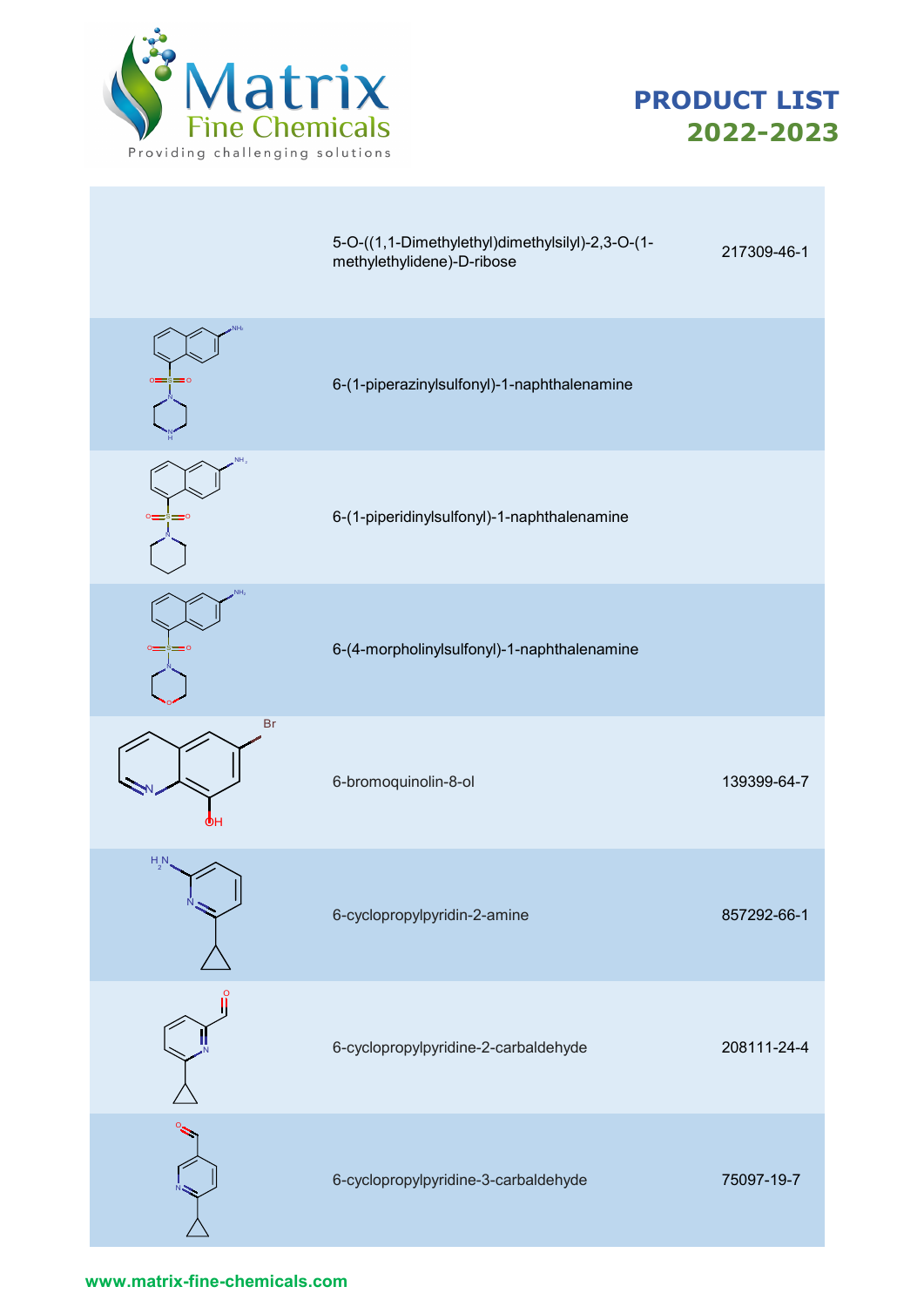| Structure | Name | CAS |
| --- | --- | --- |
| | 5-O-((1,1-Dimethylethyl)dimethylsilyl)-2,3-O-(1-methylethylidene)-D-ribose | 217309-46-1 |
| | 6-(1-piperazinylsulfonyl)-1-naphthalenamine | |
| | 6-(1-piperidinylsulfonyl)-1-naphthalenamine | |
| | 6-(4-morpholinylsulfonyl)-1-naphthalenamine | |
| | 6-bromoquinolin-8-ol | 139399-64-7 |
| | 6-cyclopropylpyridin-2-amine | 857292-66-1 |
| | 6-cyclopropylpyridine-2-carbaldehyde | 208111-24-4 |
| | 6-cyclopropylpyridine-3-carbaldehyde | 75097-19-7 |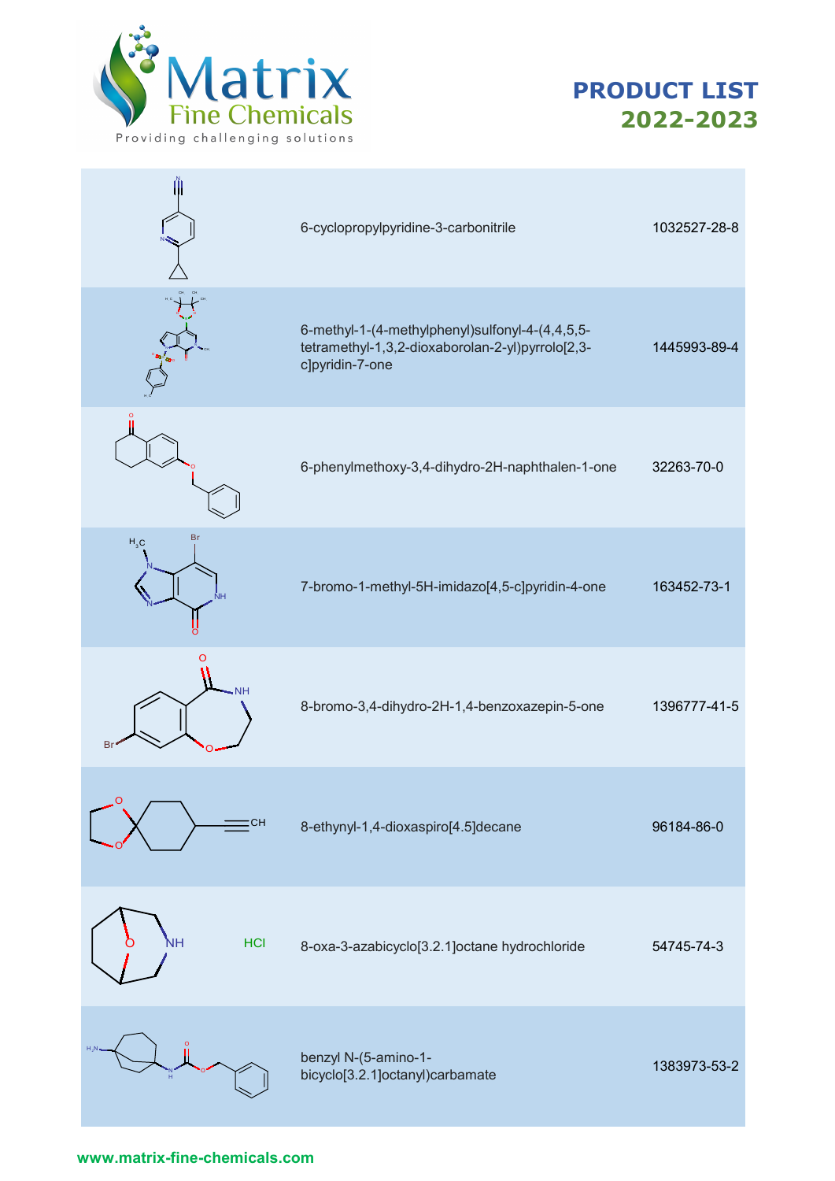# PRODUCT LIST 2022-2023

| Structure | Name | CAS |
|---|---|---|
| | 6-cyclopropylpyridine-3-carbonitrile | 1032527-28-8 |
| | 6-methyl-1-(4-methylphenyl)sulfonyl-4-(4,4,5,5-tetramethyl-1,3,2-dioxaborolan-2-yl)pyrrolo[2,3-c]pyridin-7-one | 1445993-89-4 |
| | 6-phenylmethoxy-3,4-dihydro-2H-naphthalen-1-one | 32263-70-0 |
| | 7-bromo-1-methyl-5H-imidazo[4,5-c]pyridin-4-one | 163452-73-1 |
| | 8-bromo-3,4-dihydro-2H-1,4-benzoxazepin-5-one | 1396777-41-5 |
| | 8-ethynyl-1,4-dioxaspiro[4.5]decane | 96184-86-0 |
| HCl | 8-oxa-3-azabicyclo[3.2.1]octane hydrochloride | 54745-74-3 |
| | benzyl N-(5-amino-1-bicyclo[3.2.1]octanyl)carbamate | 1383973-53-2 |

www.matrix-fine-chemicals.com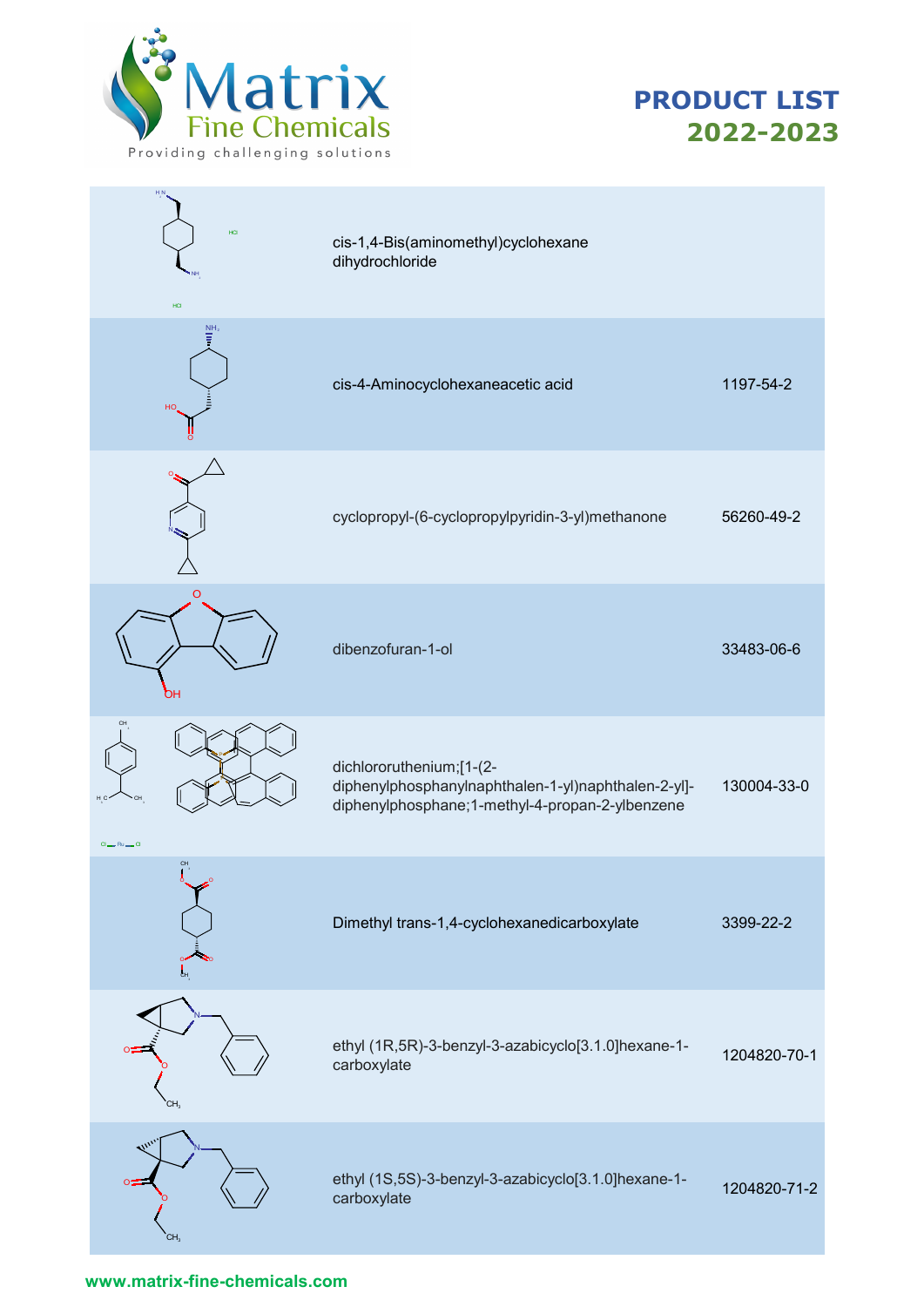# PRODUCT LIST 2022-2023

| Structure | Name | CAS |
|---|---|---|
| | cis-1,4-Bis(aminomethyl)cyclohexane dihydrochloride | |
| | cis-4-Aminocyclohexaneacetic acid | 1197-54-2 |
| | cyclopropyl-(6-cyclopropylpyridin-3-yl)methanone | 56260-49-2 |
| | dibenzofuran-1-ol | 33483-06-6 |
| | dichlororuthenium;[1-(2-diphenylphosphanylnaphthalen-1-yl)naphthalen-2-yl]-diphenylphosphane;1-methyl-4-propan-2-ylbenzene | 130004-33-0 |
| | Dimethyl trans-1,4-cyclohexanedicarboxylate | 3399-22-2 |
| | ethyl (1R,5R)-3-benzyl-3-azabicyclo[3.1.0]hexane-1-carboxylate | 1204820-70-1 |
| | ethyl (1S,5S)-3-benzyl-3-azabicyclo[3.1.0]hexane-1-carboxylate | 1204820-71-2 |

www.matrix-fine-chemicals.com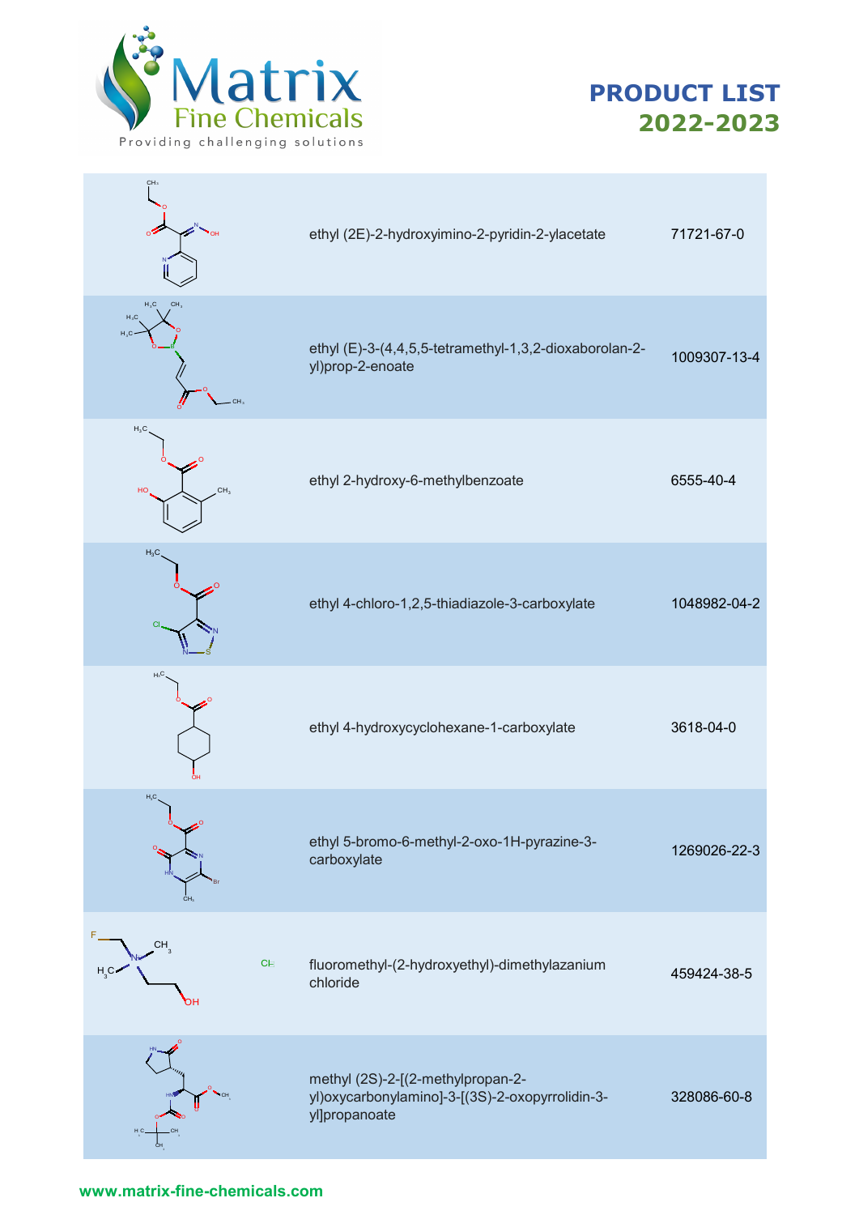# PRODUCT LIST 2022-2023

| Structure | Name | CAS |
|---|---|---|
| | ethyl (2E)-2-hydroxyimino-2-pyridin-2-ylacetate | 71721-67-0 |
| | ethyl (E)-3-(4,4,5,5-tetramethyl-1,3,2-dioxaborolan-2-yl)prop-2-enoate | 1009307-13-4 |
| | ethyl 2-hydroxy-6-methylbenzoate | 6555-40-4 |
| | ethyl 4-chloro-1,2,5-thiadiazole-3-carboxylate | 1048982-04-2 |
| | ethyl 4-hydroxycyclohexane-1-carboxylate | 3618-04-0 |
| | ethyl 5-bromo-6-methyl-2-oxo-1H-pyrazine-3-carboxylate | 1269026-22-3 |
| | fluoromethyl-(2-hydroxyethyl)-dimethylazanium chloride | 459424-38-5 |
| | methyl (2S)-2-[(2-methylpropan-2-yl)oxycarbonylamino]-3-[(3S)-2-oxopyrrolidin-3-yl]propanoate | 328086-60-8 |

www.matrix-fine-chemicals.com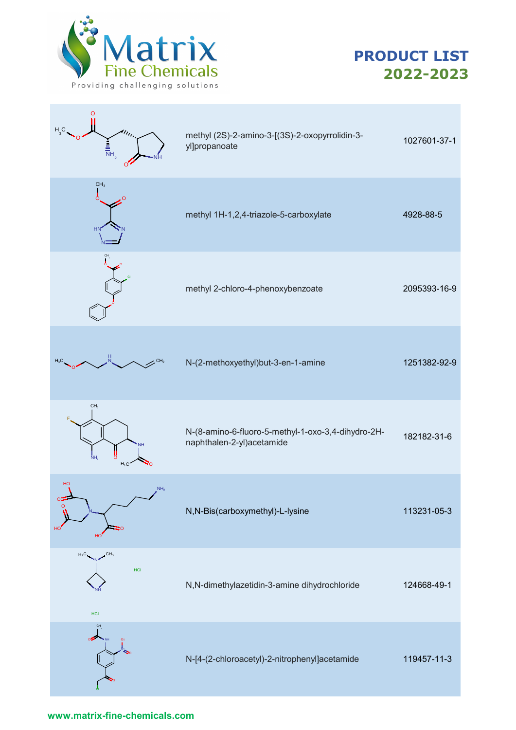# PRODUCT LIST 2022-2023

| Structure | Name | CAS |
|---|---|---|
| | methyl (2S)-2-amino-3-[(3S)-2-oxopyrrolidin-3-yl]propanoate | 1027601-37-1 |
| | methyl 1H-1,2,4-triazole-5-carboxylate | 4928-88-5 |
| | methyl 2-chloro-4-phenoxybenzoate | 2095393-16-9 |
| | N-(2-methoxyethyl)but-3-en-1-amine | 1251382-92-9 |
| | N-(8-amino-6-fluoro-5-methyl-1-oxo-3,4-dihydro-2H-naphthalen-2-yl)acetamide | 182182-31-6 |
| | N,N-Bis(carboxymethyl)-L-lysine | 113231-05-3 |
| | N,N-dimethylazetidin-3-amine dihydrochloride | 124668-49-1 |
| | N-[4-(2-chloroacetyl)-2-nitrophenyl]acetamide | 119457-11-3 |

www.matrix-fine-chemicals.com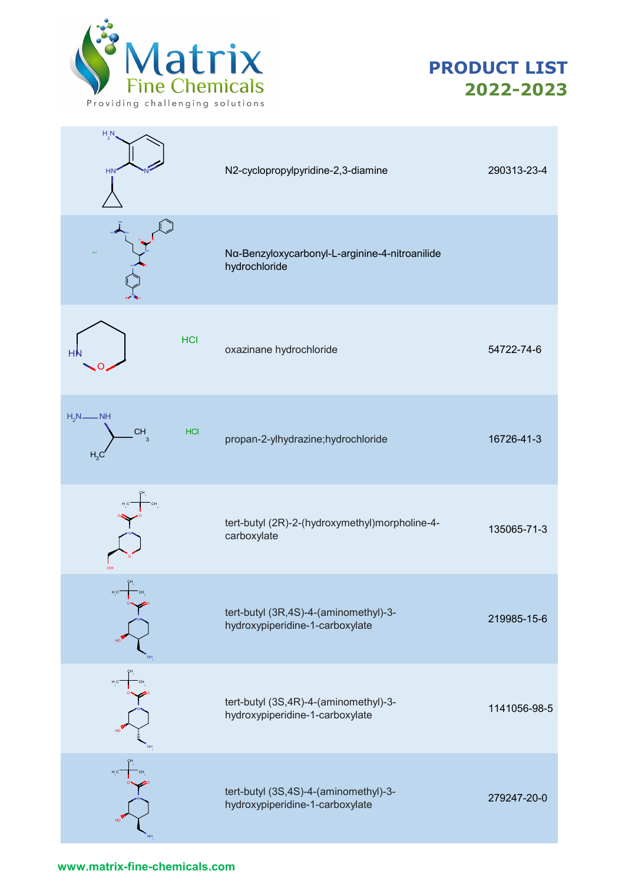# PRODUCT LIST 2022-2023

| Structure | Name | CAS |
|---|---|---|
| | N2-cyclopropylpyridine-2,3-diamine | 290313-23-4 |
| | Nα-Benzyloxycarbonyl-L-arginine-4-nitroanilide hydrochloride | |
| HCl | oxazinane hydrochloride | 54722-74-6 |
| HCl | propan-2-ylhydrazine;hydrochloride | 16726-41-3 |
| | tert-butyl (2R)-2-(hydroxymethyl)morpholine-4-carboxylate | 135065-71-3 |
| | tert-butyl (3R,4S)-4-(aminomethyl)-3-hydroxypiperidine-1-carboxylate | 219985-15-6 |
| | tert-butyl (3S,4R)-4-(aminomethyl)-3-hydroxypiperidine-1-carboxylate | 1141056-98-5 |
| | tert-butyl (3S,4S)-4-(aminomethyl)-3-hydroxypiperidine-1-carboxylate | 279247-20-0 |

www.matrix-fine-chemicals.com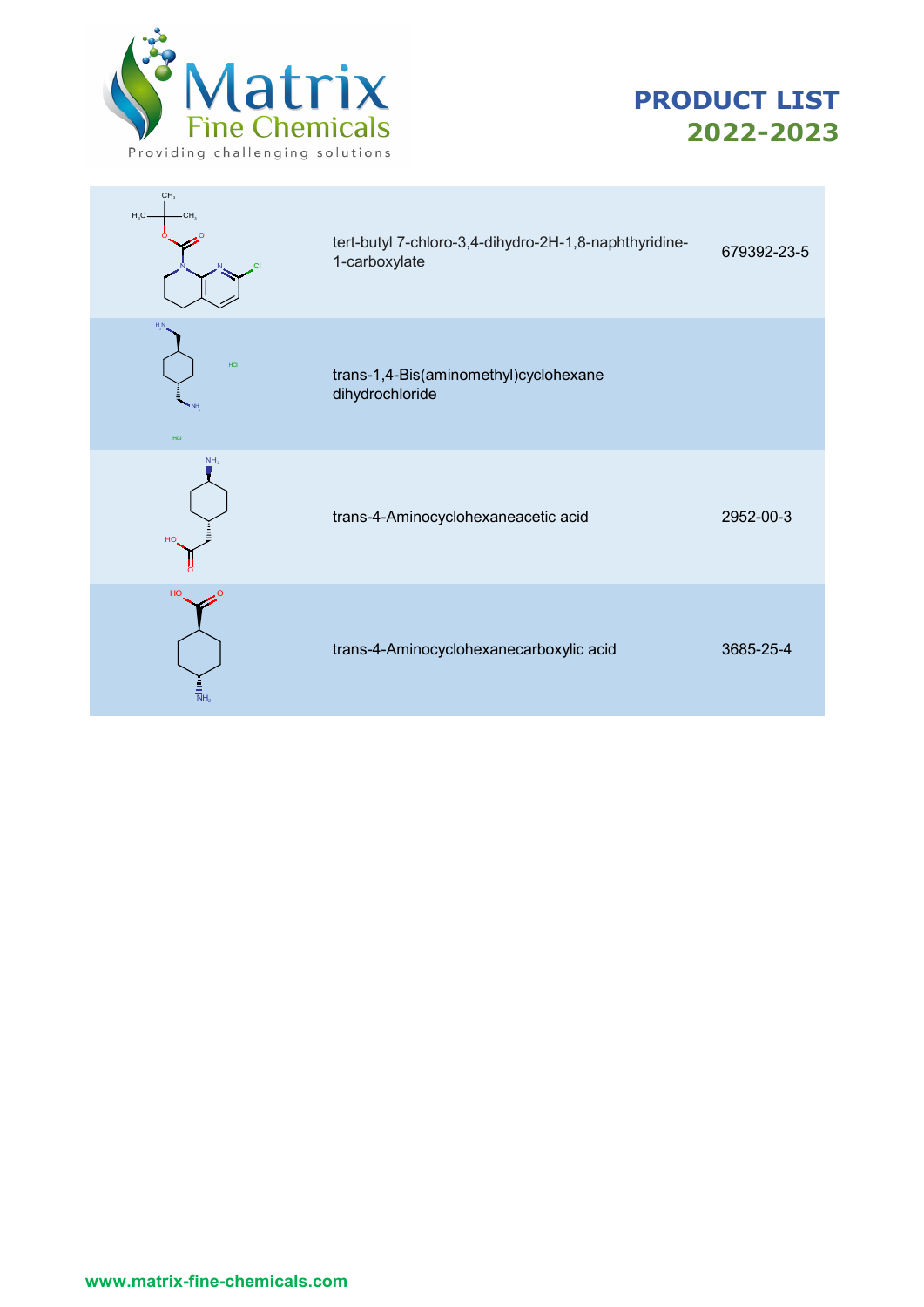| | | |
|---|---|---|
| | tert-butyl 7-chloro-3,4-dihydro-2H-1,8-naphthyridine-1-carboxylate | 679392-23-5 |
| | trans-1,4-Bis(aminomethyl)cyclohexane dihydrochloride | |
| | trans-4-Aminocyclohexaneacetic acid | 2952-00-3 |
| | trans-4-Aminocyclohexanecarboxylic acid | 3685-25-4 |